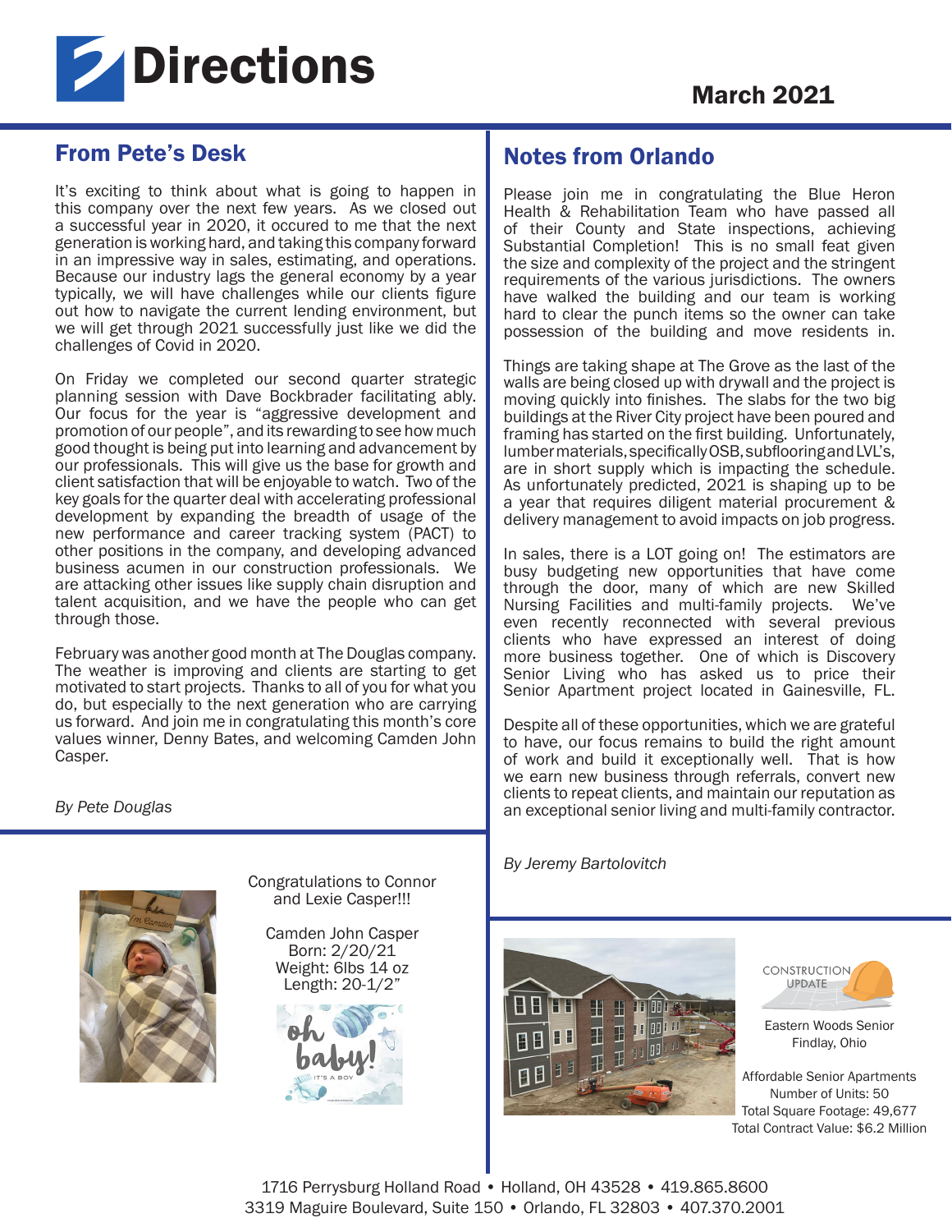# Directions

March 2021

## From Pete's Desk

It's exciting to think about what is going to happen in this company over the next few years. As we closed out a successful year in 2020, it occured to me that the next generation is working hard, and taking this company forward in an impressive way in sales, estimating, and operations. Because our industry lags the general economy by a year typically, we will have challenges while our clients figure out how to navigate the current lending environment, but we will get through 2021 successfully just like we did the challenges of Covid in 2020.

On Friday we completed our second quarter strategic planning session with Dave Bockbrader facilitating ably. Our focus for the year is "aggressive development and promotion of our people", and its rewarding to see how much good thought is being put into learning and advancement by our professionals. This will give us the base for growth and client satisfaction that will be enjoyable to watch. Two of the key goals for the quarter deal with accelerating professional development by expanding the breadth of usage of the new performance and career tracking system (PACT) to other positions in the company, and developing advanced business acumen in our construction professionals. We are attacking other issues like supply chain disruption and talent acquisition, and we have the people who can get through those.

February was another good month at The Douglas company. The weather is improving and clients are starting to get motivated to start projects. Thanks to all of you for what you do, but especially to the next generation who are carrying us forward. And join me in congratulating this month's core values winner, Denny Bates, and welcoming Camden John Casper.

*By Pete Douglas*

Congratulations to Connor and Lexie Casper!!!

Camden John Casper
Born: 2/20/21
Weight: 6lbs 14 oz
Length: 20-1/2"

## Notes from Orlando

Please join me in congratulating the Blue Heron Health & Rehabilitation Team who have passed all of their County and State inspections, achieving Substantial Completion! This is no small feat given the size and complexity of the project and the stringent requirements of the various jurisdictions. The owners have walked the building and our team is working hard to clear the punch items so the owner can take possession of the building and move residents in.

Things are taking shape at The Grove as the last of the walls are being closed up with drywall and the project is moving quickly into finishes. The slabs for the two big buildings at the River City project have been poured and framing has started on the first building. Unfortunately, lumber materials, specifically OSB, subflooring and LVL's, are in short supply which is impacting the schedule. As unfortunately predicted, 2021 is shaping up to be a year that requires diligent material procurement & delivery management to avoid impacts on job progress.

In sales, there is a LOT going on! The estimators are busy budgeting new opportunities that have come through the door, many of which are new Skilled Nursing Facilities and multi-family projects. We've even recently reconnected with several previous clients who have expressed an interest of doing more business together. One of which is Discovery Senior Living who has asked us to price their Senior Apartment project located in Gainesville, FL.

Despite all of these opportunities, which we are grateful to have, our focus remains to build the right amount of work and build it exceptionally well. That is how we earn new business through referrals, convert new clients to repeat clients, and maintain our reputation as an exceptional senior living and multi-family contractor.

*By Jeremy Bartolovitch*

CONSTRUCTION UPDATE

Eastern Woods Senior
Findlay, Ohio

Affordable Senior Apartments
Number of Units: 50
Total Square Footage: 49,677
Total Contract Value: $6.2 Million

1716 Perrysburg Holland Road • Holland, OH 43528 • 419.865.8600
3319 Maguire Boulevard, Suite 150 • Orlando, FL 32803 • 407.370.2001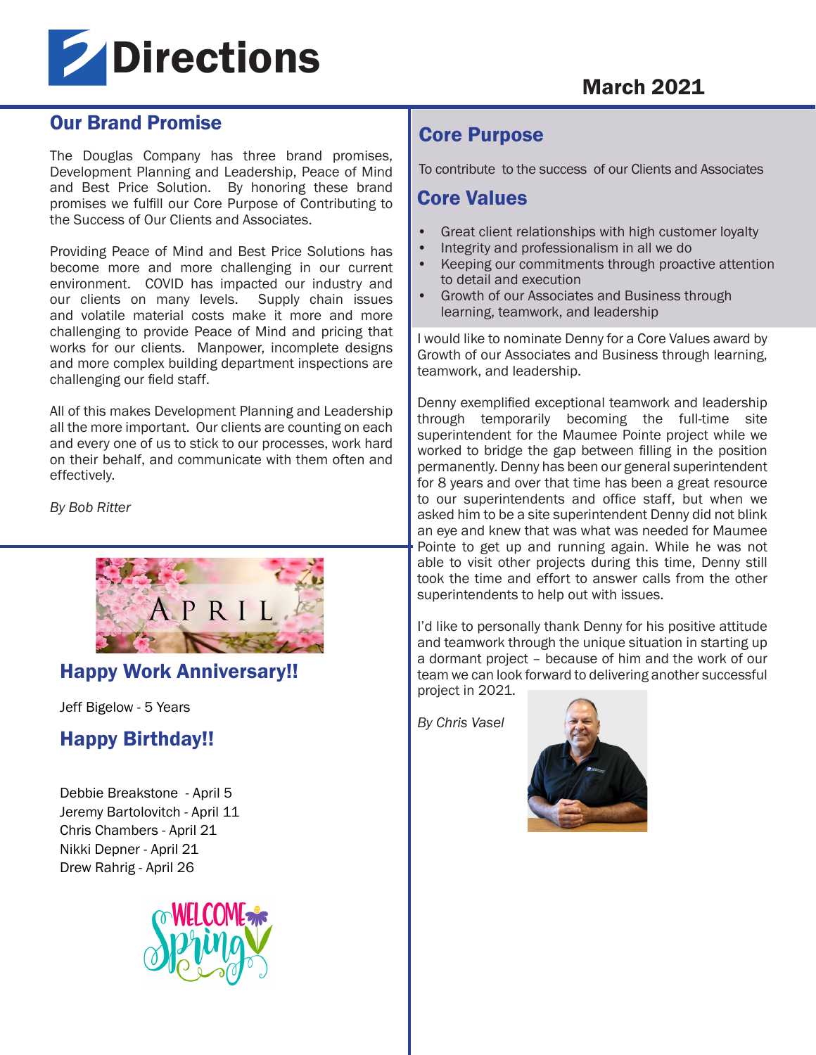# Directions

March 2021

## Our Brand Promise

The Douglas Company has three brand promises, Development Planning and Leadership, Peace of Mind and Best Price Solution. By honoring these brand promises we fulfill our Core Purpose of Contributing to the Success of Our Clients and Associates.

Providing Peace of Mind and Best Price Solutions has become more and more challenging in our current environment. COVID has impacted our industry and our clients on many levels. Supply chain issues and volatile material costs make it more and more challenging to provide Peace of Mind and pricing that works for our clients. Manpower, incomplete designs and more complex building department inspections are challenging our field staff.

All of this makes Development Planning and Leadership all the more important. Our clients are counting on each and every one of us to stick to our processes, work hard on their behalf, and communicate with them often and effectively.

*By Bob Ritter*

APRIL

## Happy Work Anniversary!!

Jeff Bigelow - 5 Years

## Happy Birthday!!

Debbie Breakstone - April 5
Jeremy Bartolovitch - April 11
Chris Chambers - April 21
Nikki Depner - April 21
Drew Rahrig - April 26

WELCOME Spring

## Core Purpose

To contribute to the success of our Clients and Associates

## Core Values

- Great client relationships with high customer loyalty
- Integrity and professionalism in all we do
- Keeping our commitments through proactive attention to detail and execution
- Growth of our Associates and Business through learning, teamwork, and leadership

I would like to nominate Denny for a Core Values award by Growth of our Associates and Business through learning, teamwork, and leadership.

Denny exemplified exceptional teamwork and leadership through temporarily becoming the full-time site superintendent for the Maumee Pointe project while we worked to bridge the gap between filling in the position permanently. Denny has been our general superintendent for 8 years and over that time has been a great resource to our superintendents and office staff, but when we asked him to be a site superintendent Denny did not blink an eye and knew that was what was needed for Maumee Pointe to get up and running again. While he was not able to visit other projects during this time, Denny still took the time and effort to answer calls from the other superintendents to help out with issues.

I'd like to personally thank Denny for his positive attitude and teamwork through the unique situation in starting up a dormant project – because of him and the work of our team we can look forward to delivering another successful project in 2021.

*By Chris Vasel*